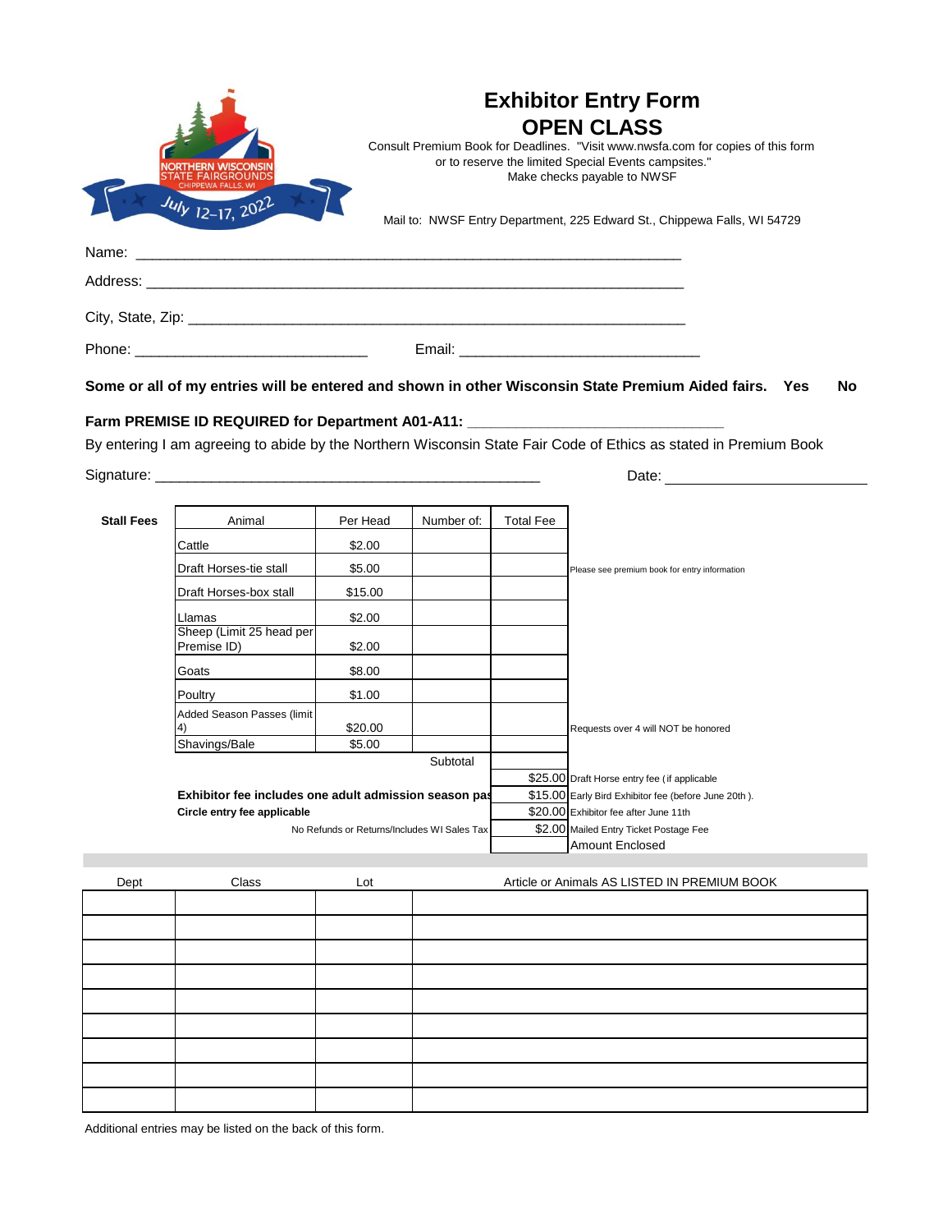NORTHERN WISCONSIN STATE FAIRGROUNDS
CHIPPEWA FALLS, WI
July 12–17, 2022

# Exhibitor Entry Form
# OPEN CLASS

Consult Premium Book for Deadlines. "Visit www.nwsfa.com for copies of this form or to reserve the limited Special Events campsites."
Make checks payable to NWSF

Mail to: NWSF Entry Department, 225 Edward St., Chippewa Falls, WI 54729

Name: ______________________________________________________________________

Address: ____________________________________________________________________

City, State, Zip: _______________________________________________________________

Phone: _____________________________ Email: _____________________________

**Some or all of my entries will be entered and shown in other Wisconsin State Premium Aided fairs. Yes No**

**Farm PREMISE ID REQUIRED for Department A01-A11: ________________________________**

By entering I am agreeing to abide by the Northern Wisconsin State Fair Code of Ethics as stated in Premium Book

Signature: ________________________________________________ Date: _________________________

**Stall Fees**

| Animal | Per Head | Number of: | Total Fee | |
|---|---|---|---|---|
| Cattle | $2.00 | | | |
| Draft Horses-tie stall | $5.00 | | | Please see premium book for entry information |
| Draft Horses-box stall | $15.00 | | | |
| Llamas | $2.00 | | | |
| Sheep (Limit 25 head per Premise ID) | $2.00 | | | |
| Goats | $8.00 | | | |
| Poultry | $1.00 | | | |
| Added Season Passes (limit 4) | $20.00 | | | Requests over 4 will NOT be honored |
| Shavings/Bale | $5.00 | | | |
| | | Subtotal | | |
| | | | $25.00 | Draft Horse entry fee (if applicable |
| **Exhibitor fee includes one adult admission season pas** | | | $15.00 | Early Bird Exhibitor fee (before June 20th ). |
| **Circle entry fee applicable** | | | $20.00 | Exhibitor fee after June 11th |
| No Refunds or Returns/Includes WI Sales Tax | | | $2.00 | Mailed Entry Ticket Postage Fee |
| | | | | Amount Enclosed |

| Dept | Class | Lot | Article or Animals AS LISTED IN PREMIUM BOOK |
|---|---|---|---|
| | | | |
| | | | |
| | | | |
| | | | |
| | | | |
| | | | |
| | | | |
| | | | |
| | | | |

Additional entries may be listed on the back of this form.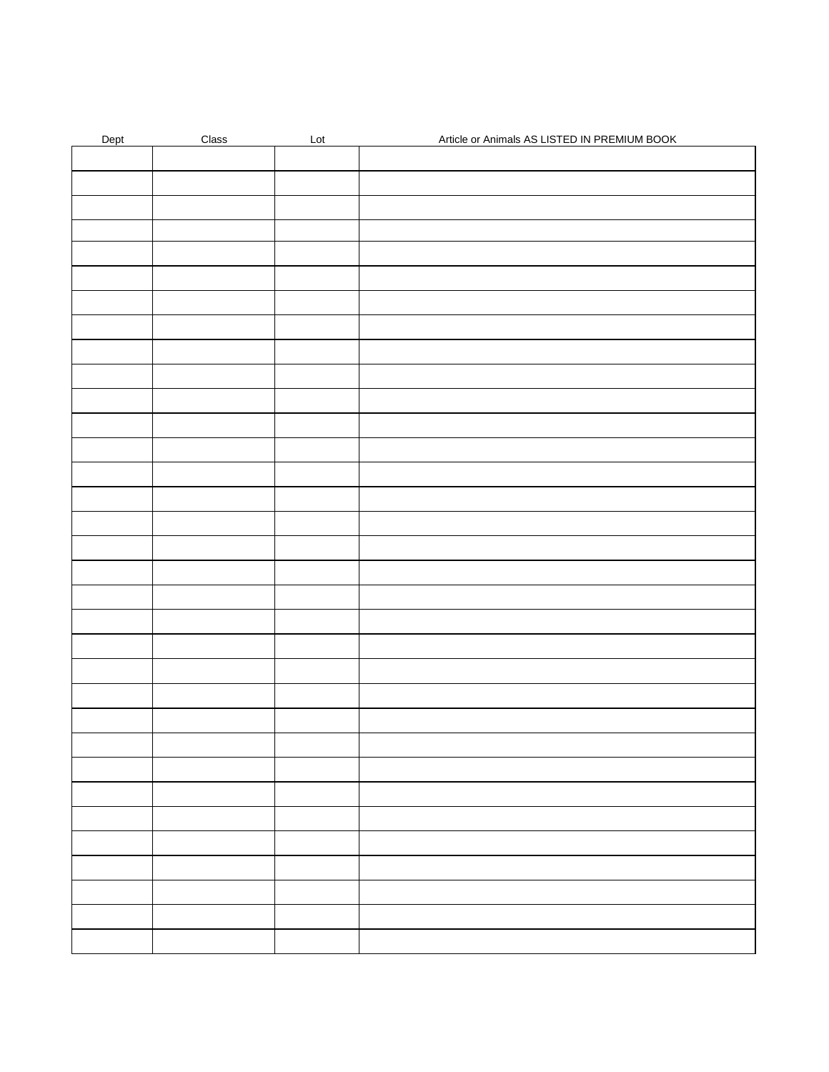| Dept | Class | Lot | Article or Animals AS LISTED IN PREMIUM BOOK |
|---|---|---|---|
| | | | |
| | | | |
| | | | |
| | | | |
| | | | |
| | | | |
| | | | |
| | | | |
| | | | |
| | | | |
| | | | |
| | | | |
| | | | |
| | | | |
| | | | |
| | | | |
| | | | |
| | | | |
| | | | |
| | | | |
| | | | |
| | | | |
| | | | |
| | | | |
| | | | |
| | | | |
| | | | |
| | | | |
| | | | |
| | | | |
| | | | |
| | | | |
| | | | |